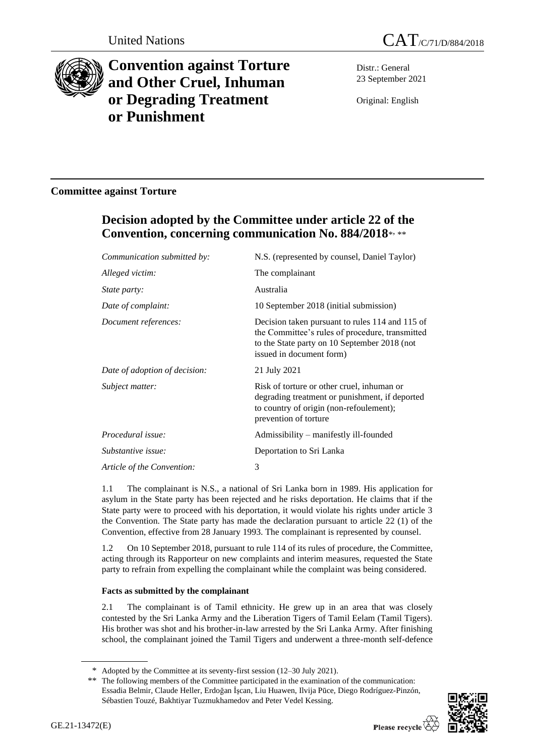United Nations

# CAT/C/71/D/884/2018

# Convention against Torture and Other Cruel, Inhuman or Degrading Treatment or Punishment

Distr.: General
23 September 2021

Original: English

## Committee against Torture

## Decision adopted by the Committee under article 22 of the Convention, concerning communication No. 884/2018*, **

| | |
|---|---|
| *Communication submitted by:* | N.S. (represented by counsel, Daniel Taylor) |
| *Alleged victim:* | The complainant |
| *State party:* | Australia |
| *Date of complaint:* | 10 September 2018 (initial submission) |
| *Document references:* | Decision taken pursuant to rules 114 and 115 of the Committee's rules of procedure, transmitted to the State party on 10 September 2018 (not issued in document form) |
| *Date of adoption of decision:* | 21 July 2021 |
| *Subject matter:* | Risk of torture or other cruel, inhuman or degrading treatment or punishment, if deported to country of origin (non-refoulement); prevention of torture |
| *Procedural issue:* | Admissibility – manifestly ill-founded |
| *Substantive issue:* | Deportation to Sri Lanka |
| *Article of the Convention:* | 3 |

1.1 The complainant is N.S., a national of Sri Lanka born in 1989. His application for asylum in the State party has been rejected and he risks deportation. He claims that if the State party were to proceed with his deportation, it would violate his rights under article 3 the Convention. The State party has made the declaration pursuant to article 22 (1) of the Convention, effective from 28 January 1993. The complainant is represented by counsel.

1.2 On 10 September 2018, pursuant to rule 114 of its rules of procedure, the Committee, acting through its Rapporteur on new complaints and interim measures, requested the State party to refrain from expelling the complainant while the complaint was being considered.

**Facts as submitted by the complainant**

2.1 The complainant is of Tamil ethnicity. He grew up in an area that was closely contested by the Sri Lanka Army and the Liberation Tigers of Tamil Eelam (Tamil Tigers). His brother was shot and his brother-in-law arrested by the Sri Lanka Army. After finishing school, the complainant joined the Tamil Tigers and underwent a three-month self-defence

\* Adopted by the Committee at its seventy-first session (12–30 July 2021).

\*\* The following members of the Committee participated in the examination of the communication: Essadia Belmir, Claude Heller, Erdoğan İşcan, Liu Huawen, Ilvija Pūce, Diego Rodríguez-Pinzón, Sébastien Touzé, Bakhtiyar Tuzmukhamedov and Peter Vedel Kessing.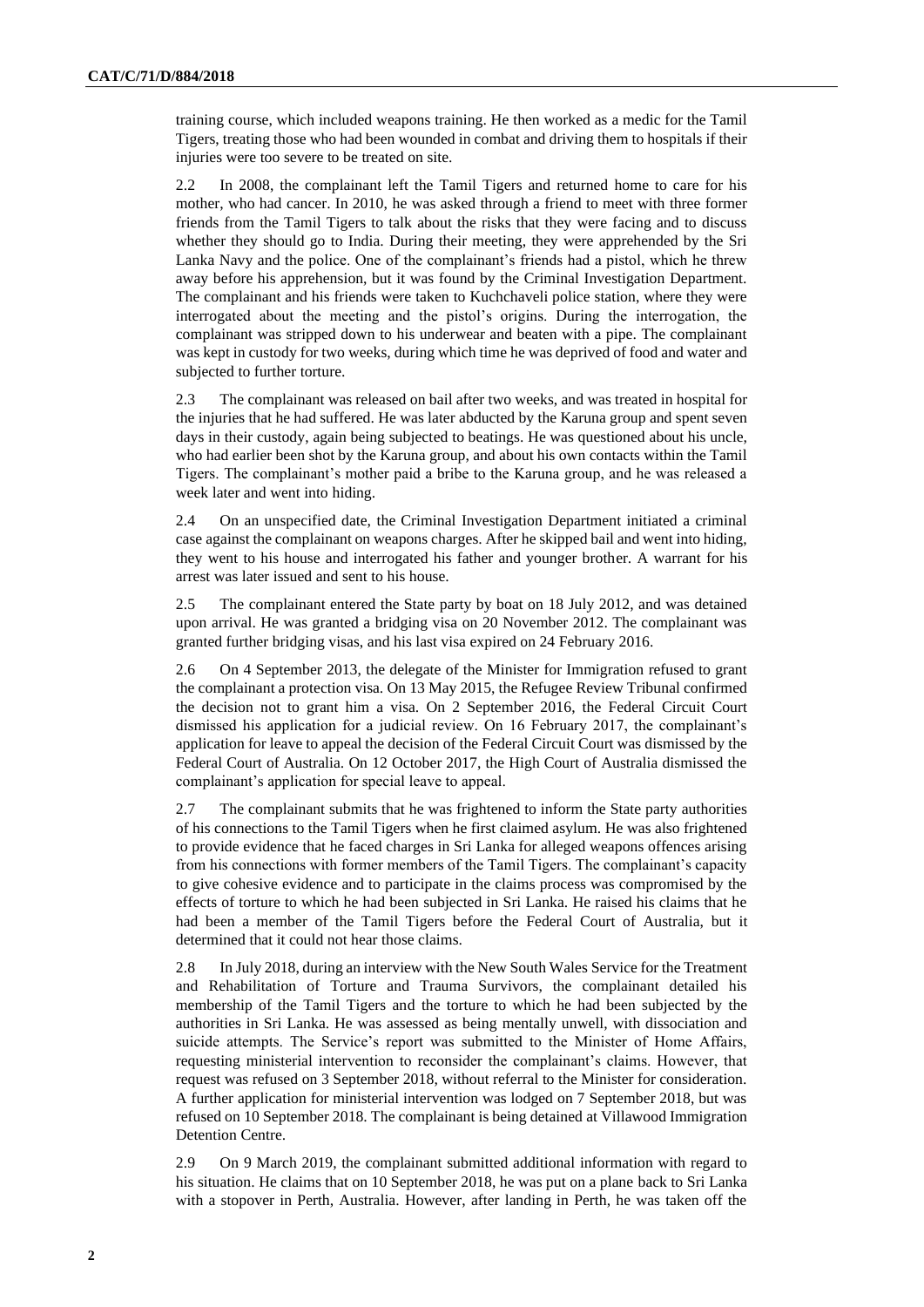training course, which included weapons training. He then worked as a medic for the Tamil Tigers, treating those who had been wounded in combat and driving them to hospitals if their injuries were too severe to be treated on site.

2.2 In 2008, the complainant left the Tamil Tigers and returned home to care for his mother, who had cancer. In 2010, he was asked through a friend to meet with three former friends from the Tamil Tigers to talk about the risks that they were facing and to discuss whether they should go to India. During their meeting, they were apprehended by the Sri Lanka Navy and the police. One of the complainant's friends had a pistol, which he threw away before his apprehension, but it was found by the Criminal Investigation Department. The complainant and his friends were taken to Kuchchaveli police station, where they were interrogated about the meeting and the pistol's origins. During the interrogation, the complainant was stripped down to his underwear and beaten with a pipe. The complainant was kept in custody for two weeks, during which time he was deprived of food and water and subjected to further torture.

2.3 The complainant was released on bail after two weeks, and was treated in hospital for the injuries that he had suffered. He was later abducted by the Karuna group and spent seven days in their custody, again being subjected to beatings. He was questioned about his uncle, who had earlier been shot by the Karuna group, and about his own contacts within the Tamil Tigers. The complainant's mother paid a bribe to the Karuna group, and he was released a week later and went into hiding.

2.4 On an unspecified date, the Criminal Investigation Department initiated a criminal case against the complainant on weapons charges. After he skipped bail and went into hiding, they went to his house and interrogated his father and younger brother. A warrant for his arrest was later issued and sent to his house.

2.5 The complainant entered the State party by boat on 18 July 2012, and was detained upon arrival. He was granted a bridging visa on 20 November 2012. The complainant was granted further bridging visas, and his last visa expired on 24 February 2016.

2.6 On 4 September 2013, the delegate of the Minister for Immigration refused to grant the complainant a protection visa. On 13 May 2015, the Refugee Review Tribunal confirmed the decision not to grant him a visa. On 2 September 2016, the Federal Circuit Court dismissed his application for a judicial review. On 16 February 2017, the complainant's application for leave to appeal the decision of the Federal Circuit Court was dismissed by the Federal Court of Australia. On 12 October 2017, the High Court of Australia dismissed the complainant's application for special leave to appeal.

2.7 The complainant submits that he was frightened to inform the State party authorities of his connections to the Tamil Tigers when he first claimed asylum. He was also frightened to provide evidence that he faced charges in Sri Lanka for alleged weapons offences arising from his connections with former members of the Tamil Tigers. The complainant's capacity to give cohesive evidence and to participate in the claims process was compromised by the effects of torture to which he had been subjected in Sri Lanka. He raised his claims that he had been a member of the Tamil Tigers before the Federal Court of Australia, but it determined that it could not hear those claims.

2.8 In July 2018, during an interview with the New South Wales Service for the Treatment and Rehabilitation of Torture and Trauma Survivors, the complainant detailed his membership of the Tamil Tigers and the torture to which he had been subjected by the authorities in Sri Lanka. He was assessed as being mentally unwell, with dissociation and suicide attempts. The Service's report was submitted to the Minister of Home Affairs, requesting ministerial intervention to reconsider the complainant's claims. However, that request was refused on 3 September 2018, without referral to the Minister for consideration. A further application for ministerial intervention was lodged on 7 September 2018, but was refused on 10 September 2018. The complainant is being detained at Villawood Immigration Detention Centre.

2.9 On 9 March 2019, the complainant submitted additional information with regard to his situation. He claims that on 10 September 2018, he was put on a plane back to Sri Lanka with a stopover in Perth, Australia. However, after landing in Perth, he was taken off the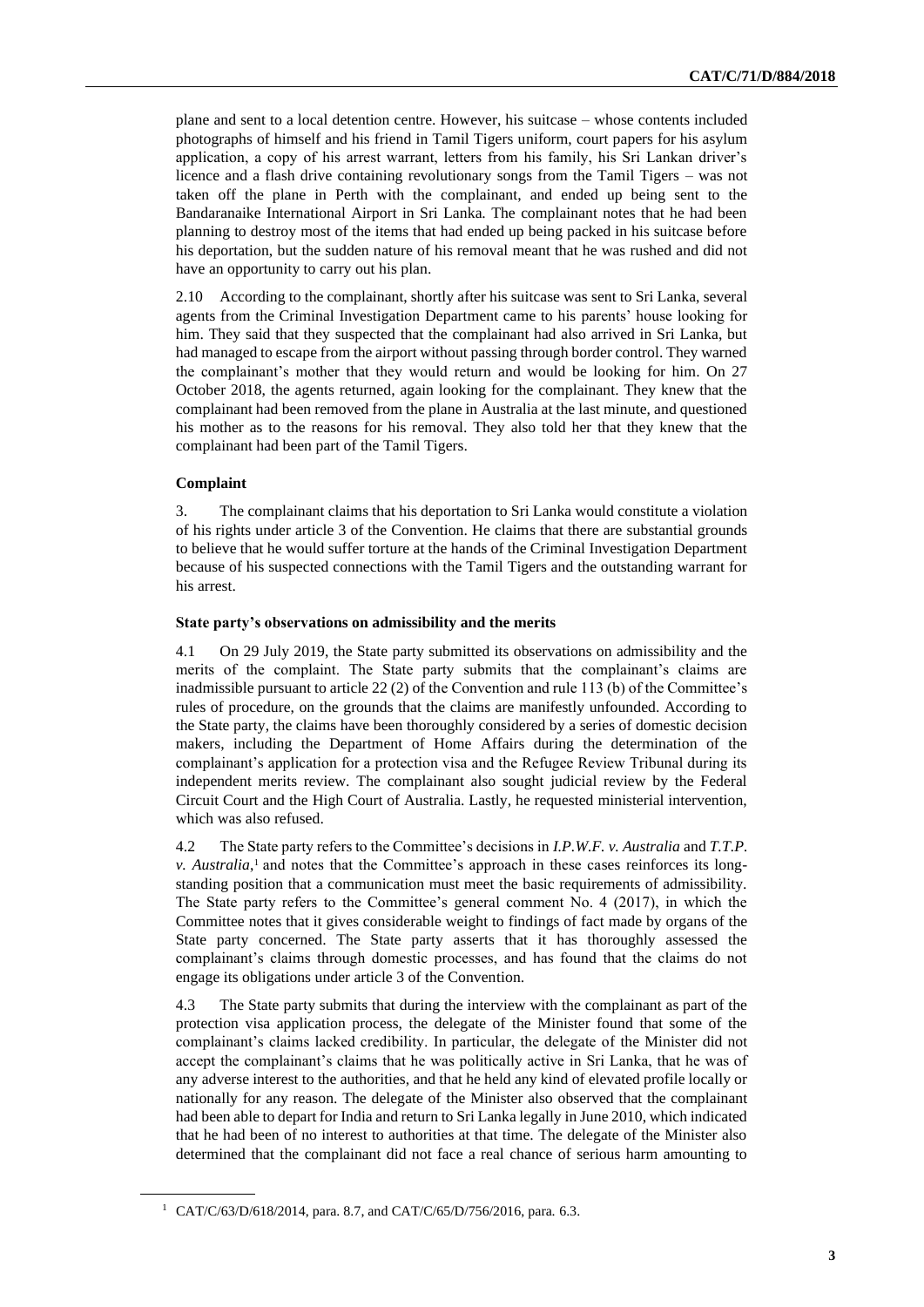plane and sent to a local detention centre. However, his suitcase – whose contents included photographs of himself and his friend in Tamil Tigers uniform, court papers for his asylum application, a copy of his arrest warrant, letters from his family, his Sri Lankan driver's licence and a flash drive containing revolutionary songs from the Tamil Tigers – was not taken off the plane in Perth with the complainant, and ended up being sent to the Bandaranaike International Airport in Sri Lanka. The complainant notes that he had been planning to destroy most of the items that had ended up being packed in his suitcase before his deportation, but the sudden nature of his removal meant that he was rushed and did not have an opportunity to carry out his plan.

2.10 According to the complainant, shortly after his suitcase was sent to Sri Lanka, several agents from the Criminal Investigation Department came to his parents' house looking for him. They said that they suspected that the complainant had also arrived in Sri Lanka, but had managed to escape from the airport without passing through border control. They warned the complainant's mother that they would return and would be looking for him. On 27 October 2018, the agents returned, again looking for the complainant. They knew that the complainant had been removed from the plane in Australia at the last minute, and questioned his mother as to the reasons for his removal. They also told her that they knew that the complainant had been part of the Tamil Tigers.

### Complaint

3. The complainant claims that his deportation to Sri Lanka would constitute a violation of his rights under article 3 of the Convention. He claims that there are substantial grounds to believe that he would suffer torture at the hands of the Criminal Investigation Department because of his suspected connections with the Tamil Tigers and the outstanding warrant for his arrest.

### State party's observations on admissibility and the merits

4.1 On 29 July 2019, the State party submitted its observations on admissibility and the merits of the complaint. The State party submits that the complainant's claims are inadmissible pursuant to article 22 (2) of the Convention and rule 113 (b) of the Committee's rules of procedure, on the grounds that the claims are manifestly unfounded. According to the State party, the claims have been thoroughly considered by a series of domestic decision makers, including the Department of Home Affairs during the determination of the complainant's application for a protection visa and the Refugee Review Tribunal during its independent merits review. The complainant also sought judicial review by the Federal Circuit Court and the High Court of Australia. Lastly, he requested ministerial intervention, which was also refused.

4.2 The State party refers to the Committee's decisions in *I.P.W.F. v. Australia* and *T.T.P. v. Australia*,[1] and notes that the Committee's approach in these cases reinforces its long-standing position that a communication must meet the basic requirements of admissibility. The State party refers to the Committee's general comment No. 4 (2017), in which the Committee notes that it gives considerable weight to findings of fact made by organs of the State party concerned. The State party asserts that it has thoroughly assessed the complainant's claims through domestic processes, and has found that the claims do not engage its obligations under article 3 of the Convention.

4.3 The State party submits that during the interview with the complainant as part of the protection visa application process, the delegate of the Minister found that some of the complainant's claims lacked credibility. In particular, the delegate of the Minister did not accept the complainant's claims that he was politically active in Sri Lanka, that he was of any adverse interest to the authorities, and that he held any kind of elevated profile locally or nationally for any reason. The delegate of the Minister also observed that the complainant had been able to depart for India and return to Sri Lanka legally in June 2010, which indicated that he had been of no interest to authorities at that time. The delegate of the Minister also determined that the complainant did not face a real chance of serious harm amounting to

[1] CAT/C/63/D/618/2014, para. 8.7, and CAT/C/65/D/756/2016, para. 6.3.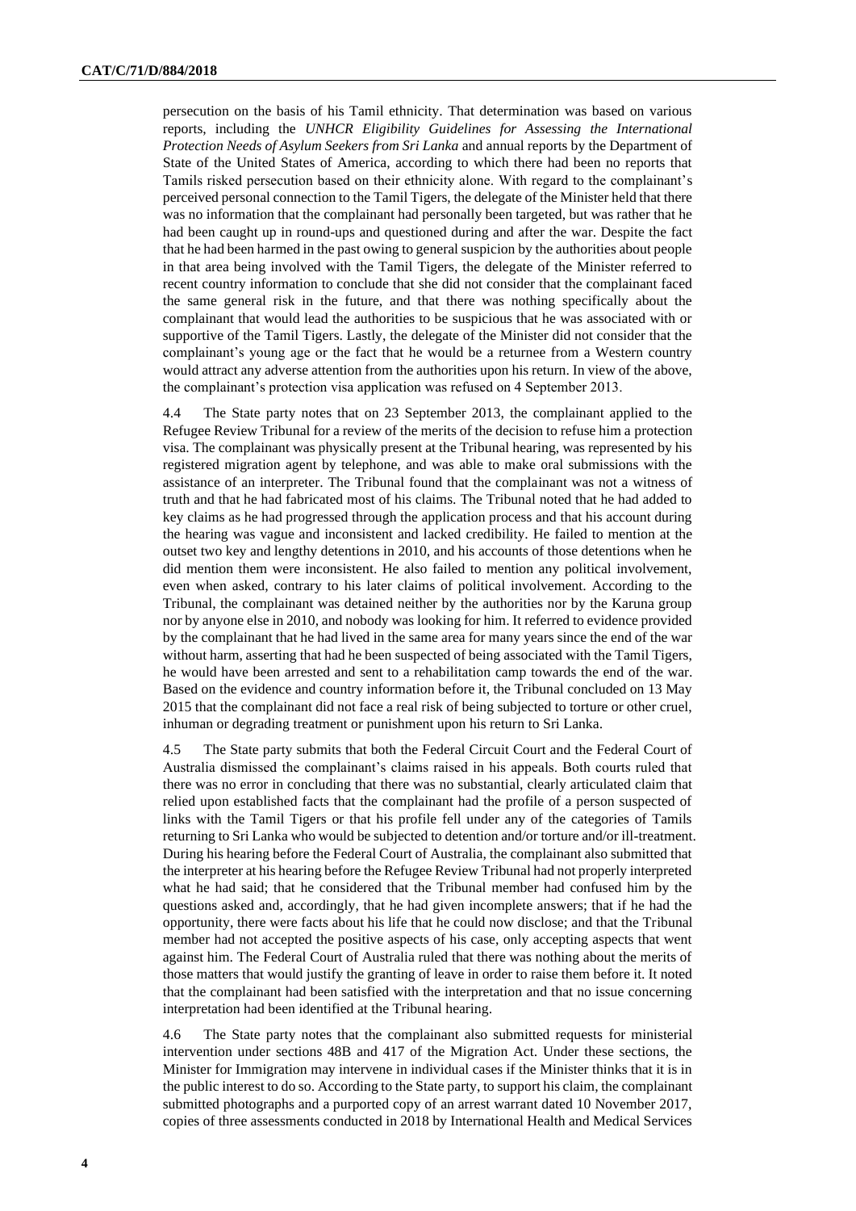persecution on the basis of his Tamil ethnicity. That determination was based on various reports, including the *UNHCR Eligibility Guidelines for Assessing the International Protection Needs of Asylum Seekers from Sri Lanka* and annual reports by the Department of State of the United States of America, according to which there had been no reports that Tamils risked persecution based on their ethnicity alone. With regard to the complainant's perceived personal connection to the Tamil Tigers, the delegate of the Minister held that there was no information that the complainant had personally been targeted, but was rather that he had been caught up in round-ups and questioned during and after the war. Despite the fact that he had been harmed in the past owing to general suspicion by the authorities about people in that area being involved with the Tamil Tigers, the delegate of the Minister referred to recent country information to conclude that she did not consider that the complainant faced the same general risk in the future, and that there was nothing specifically about the complainant that would lead the authorities to be suspicious that he was associated with or supportive of the Tamil Tigers. Lastly, the delegate of the Minister did not consider that the complainant's young age or the fact that he would be a returnee from a Western country would attract any adverse attention from the authorities upon his return. In view of the above, the complainant's protection visa application was refused on 4 September 2013.

4.4 The State party notes that on 23 September 2013, the complainant applied to the Refugee Review Tribunal for a review of the merits of the decision to refuse him a protection visa. The complainant was physically present at the Tribunal hearing, was represented by his registered migration agent by telephone, and was able to make oral submissions with the assistance of an interpreter. The Tribunal found that the complainant was not a witness of truth and that he had fabricated most of his claims. The Tribunal noted that he had added to key claims as he had progressed through the application process and that his account during the hearing was vague and inconsistent and lacked credibility. He failed to mention at the outset two key and lengthy detentions in 2010, and his accounts of those detentions when he did mention them were inconsistent. He also failed to mention any political involvement, even when asked, contrary to his later claims of political involvement. According to the Tribunal, the complainant was detained neither by the authorities nor by the Karuna group nor by anyone else in 2010, and nobody was looking for him. It referred to evidence provided by the complainant that he had lived in the same area for many years since the end of the war without harm, asserting that had he been suspected of being associated with the Tamil Tigers, he would have been arrested and sent to a rehabilitation camp towards the end of the war. Based on the evidence and country information before it, the Tribunal concluded on 13 May 2015 that the complainant did not face a real risk of being subjected to torture or other cruel, inhuman or degrading treatment or punishment upon his return to Sri Lanka.

4.5 The State party submits that both the Federal Circuit Court and the Federal Court of Australia dismissed the complainant's claims raised in his appeals. Both courts ruled that there was no error in concluding that there was no substantial, clearly articulated claim that relied upon established facts that the complainant had the profile of a person suspected of links with the Tamil Tigers or that his profile fell under any of the categories of Tamils returning to Sri Lanka who would be subjected to detention and/or torture and/or ill-treatment. During his hearing before the Federal Court of Australia, the complainant also submitted that the interpreter at his hearing before the Refugee Review Tribunal had not properly interpreted what he had said; that he considered that the Tribunal member had confused him by the questions asked and, accordingly, that he had given incomplete answers; that if he had the opportunity, there were facts about his life that he could now disclose; and that the Tribunal member had not accepted the positive aspects of his case, only accepting aspects that went against him. The Federal Court of Australia ruled that there was nothing about the merits of those matters that would justify the granting of leave in order to raise them before it. It noted that the complainant had been satisfied with the interpretation and that no issue concerning interpretation had been identified at the Tribunal hearing.

4.6 The State party notes that the complainant also submitted requests for ministerial intervention under sections 48B and 417 of the Migration Act. Under these sections, the Minister for Immigration may intervene in individual cases if the Minister thinks that it is in the public interest to do so. According to the State party, to support his claim, the complainant submitted photographs and a purported copy of an arrest warrant dated 10 November 2017, copies of three assessments conducted in 2018 by International Health and Medical Services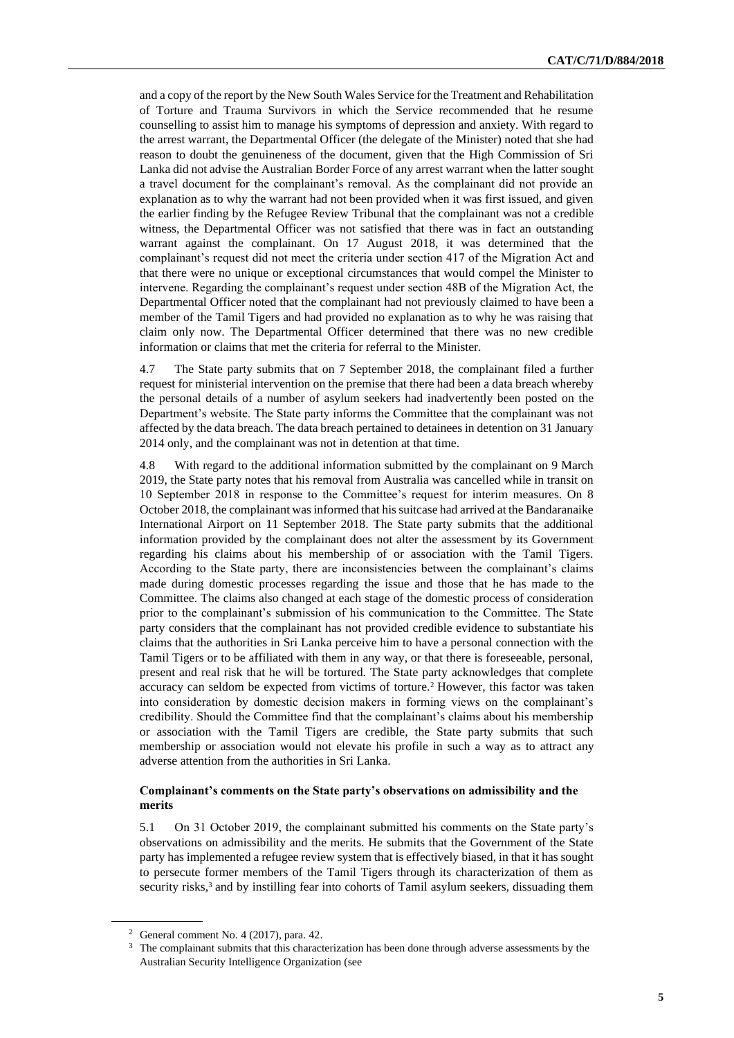and a copy of the report by the New South Wales Service for the Treatment and Rehabilitation of Torture and Trauma Survivors in which the Service recommended that he resume counselling to assist him to manage his symptoms of depression and anxiety. With regard to the arrest warrant, the Departmental Officer (the delegate of the Minister) noted that she had reason to doubt the genuineness of the document, given that the High Commission of Sri Lanka did not advise the Australian Border Force of any arrest warrant when the latter sought a travel document for the complainant's removal. As the complainant did not provide an explanation as to why the warrant had not been provided when it was first issued, and given the earlier finding by the Refugee Review Tribunal that the complainant was not a credible witness, the Departmental Officer was not satisfied that there was in fact an outstanding warrant against the complainant. On 17 August 2018, it was determined that the complainant's request did not meet the criteria under section 417 of the Migration Act and that there were no unique or exceptional circumstances that would compel the Minister to intervene. Regarding the complainant's request under section 48B of the Migration Act, the Departmental Officer noted that the complainant had not previously claimed to have been a member of the Tamil Tigers and had provided no explanation as to why he was raising that claim only now. The Departmental Officer determined that there was no new credible information or claims that met the criteria for referral to the Minister.

4.7 The State party submits that on 7 September 2018, the complainant filed a further request for ministerial intervention on the premise that there had been a data breach whereby the personal details of a number of asylum seekers had inadvertently been posted on the Department's website. The State party informs the Committee that the complainant was not affected by the data breach. The data breach pertained to detainees in detention on 31 January 2014 only, and the complainant was not in detention at that time.

4.8 With regard to the additional information submitted by the complainant on 9 March 2019, the State party notes that his removal from Australia was cancelled while in transit on 10 September 2018 in response to the Committee's request for interim measures. On 8 October 2018, the complainant was informed that his suitcase had arrived at the Bandaranaike International Airport on 11 September 2018. The State party submits that the additional information provided by the complainant does not alter the assessment by its Government regarding his claims about his membership of or association with the Tamil Tigers. According to the State party, there are inconsistencies between the complainant's claims made during domestic processes regarding the issue and those that he has made to the Committee. The claims also changed at each stage of the domestic process of consideration prior to the complainant's submission of his communication to the Committee. The State party considers that the complainant has not provided credible evidence to substantiate his claims that the authorities in Sri Lanka perceive him to have a personal connection with the Tamil Tigers or to be affiliated with them in any way, or that there is foreseeable, personal, present and real risk that he will be tortured. The State party acknowledges that complete accuracy can seldom be expected from victims of torture.[2] However, this factor was taken into consideration by domestic decision makers in forming views on the complainant's credibility. Should the Committee find that the complainant's claims about his membership or association with the Tamil Tigers are credible, the State party submits that such membership or association would not elevate his profile in such a way as to attract any adverse attention from the authorities in Sri Lanka.

### Complainant's comments on the State party's observations on admissibility and the merits

5.1 On 31 October 2019, the complainant submitted his comments on the State party's observations on admissibility and the merits. He submits that the Government of the State party has implemented a refugee review system that is effectively biased, in that it has sought to persecute former members of the Tamil Tigers through its characterization of them as security risks,[3] and by instilling fear into cohorts of Tamil asylum seekers, dissuading them

[2] General comment No. 4 (2017), para. 42.

[3] The complainant submits that this characterization has been done through adverse assessments by the Australian Security Intelligence Organization (see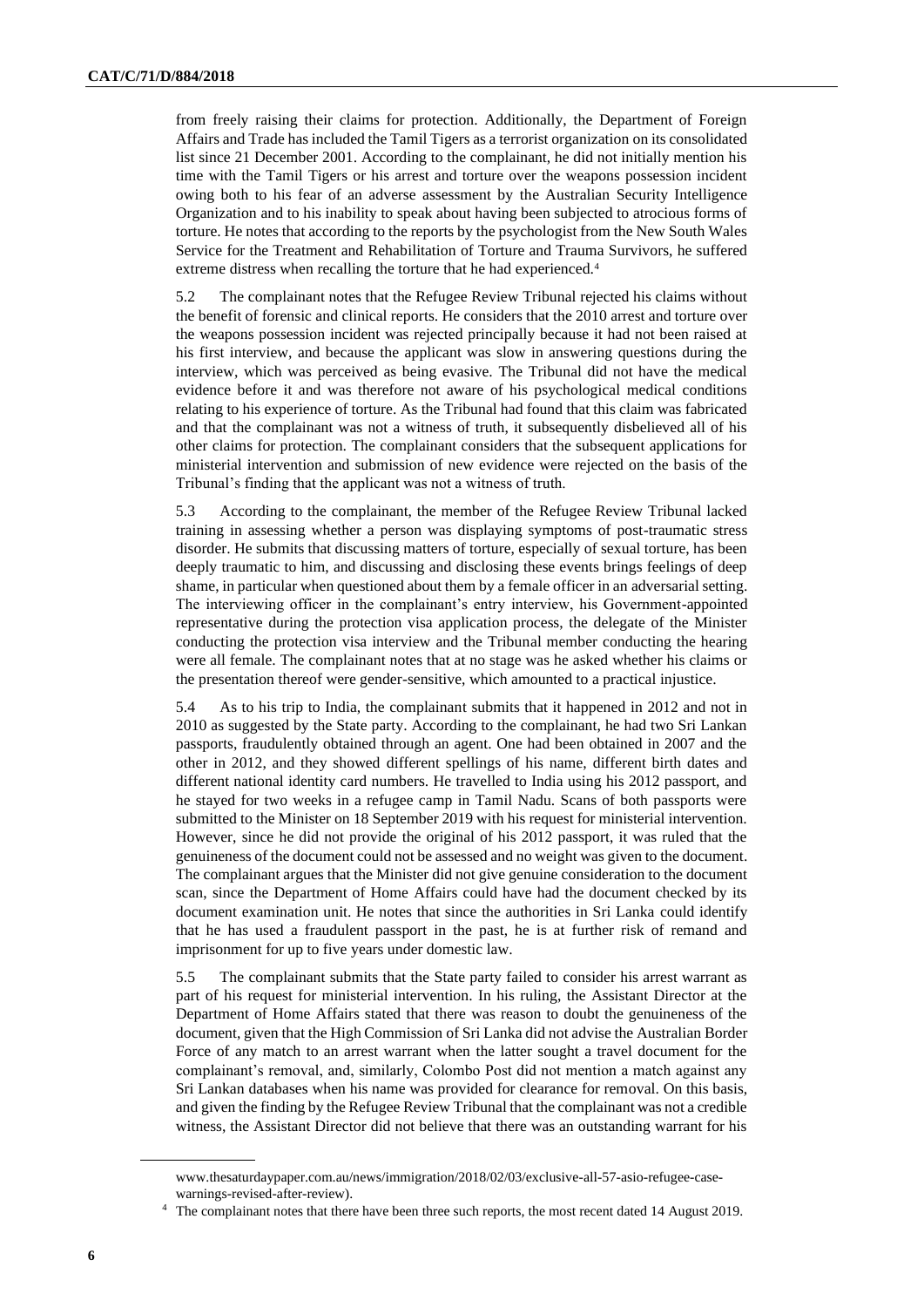from freely raising their claims for protection. Additionally, the Department of Foreign Affairs and Trade has included the Tamil Tigers as a terrorist organization on its consolidated list since 21 December 2001. According to the complainant, he did not initially mention his time with the Tamil Tigers or his arrest and torture over the weapons possession incident owing both to his fear of an adverse assessment by the Australian Security Intelligence Organization and to his inability to speak about having been subjected to atrocious forms of torture. He notes that according to the reports by the psychologist from the New South Wales Service for the Treatment and Rehabilitation of Torture and Trauma Survivors, he suffered extreme distress when recalling the torture that he had experienced.[4]

5.2 The complainant notes that the Refugee Review Tribunal rejected his claims without the benefit of forensic and clinical reports. He considers that the 2010 arrest and torture over the weapons possession incident was rejected principally because it had not been raised at his first interview, and because the applicant was slow in answering questions during the interview, which was perceived as being evasive. The Tribunal did not have the medical evidence before it and was therefore not aware of his psychological medical conditions relating to his experience of torture. As the Tribunal had found that this claim was fabricated and that the complainant was not a witness of truth, it subsequently disbelieved all of his other claims for protection. The complainant considers that the subsequent applications for ministerial intervention and submission of new evidence were rejected on the basis of the Tribunal's finding that the applicant was not a witness of truth.

5.3 According to the complainant, the member of the Refugee Review Tribunal lacked training in assessing whether a person was displaying symptoms of post-traumatic stress disorder. He submits that discussing matters of torture, especially of sexual torture, has been deeply traumatic to him, and discussing and disclosing these events brings feelings of deep shame, in particular when questioned about them by a female officer in an adversarial setting. The interviewing officer in the complainant's entry interview, his Government-appointed representative during the protection visa application process, the delegate of the Minister conducting the protection visa interview and the Tribunal member conducting the hearing were all female. The complainant notes that at no stage was he asked whether his claims or the presentation thereof were gender-sensitive, which amounted to a practical injustice.

5.4 As to his trip to India, the complainant submits that it happened in 2012 and not in 2010 as suggested by the State party. According to the complainant, he had two Sri Lankan passports, fraudulently obtained through an agent. One had been obtained in 2007 and the other in 2012, and they showed different spellings of his name, different birth dates and different national identity card numbers. He travelled to India using his 2012 passport, and he stayed for two weeks in a refugee camp in Tamil Nadu. Scans of both passports were submitted to the Minister on 18 September 2019 with his request for ministerial intervention. However, since he did not provide the original of his 2012 passport, it was ruled that the genuineness of the document could not be assessed and no weight was given to the document. The complainant argues that the Minister did not give genuine consideration to the document scan, since the Department of Home Affairs could have had the document checked by its document examination unit. He notes that since the authorities in Sri Lanka could identify that he has used a fraudulent passport in the past, he is at further risk of remand and imprisonment for up to five years under domestic law.

5.5 The complainant submits that the State party failed to consider his arrest warrant as part of his request for ministerial intervention. In his ruling, the Assistant Director at the Department of Home Affairs stated that there was reason to doubt the genuineness of the document, given that the High Commission of Sri Lanka did not advise the Australian Border Force of any match to an arrest warrant when the latter sought a travel document for the complainant's removal, and, similarly, Colombo Post did not mention a match against any Sri Lankan databases when his name was provided for clearance for removal. On this basis, and given the finding by the Refugee Review Tribunal that the complainant was not a credible witness, the Assistant Director did not believe that there was an outstanding warrant for his

www.thesaturdaypaper.com.au/news/immigration/2018/02/03/exclusive-all-57-asio-refugee-case-warnings-revised-after-review).

[4] The complainant notes that there have been three such reports, the most recent dated 14 August 2019.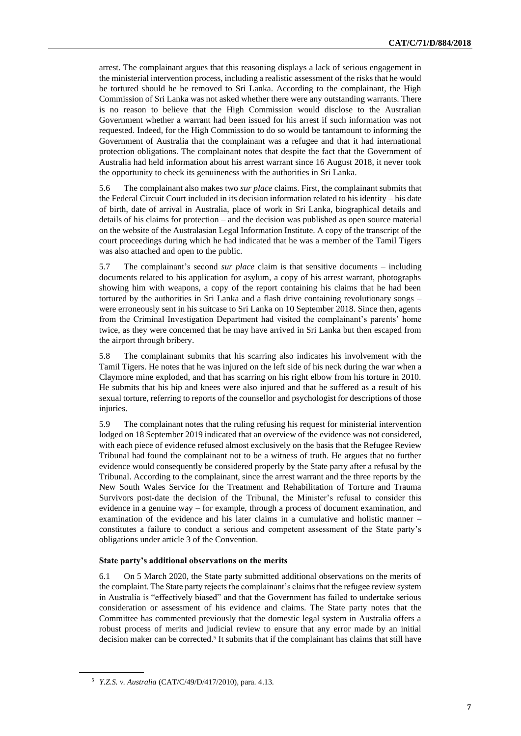arrest. The complainant argues that this reasoning displays a lack of serious engagement in the ministerial intervention process, including a realistic assessment of the risks that he would be tortured should he be removed to Sri Lanka. According to the complainant, the High Commission of Sri Lanka was not asked whether there were any outstanding warrants. There is no reason to believe that the High Commission would disclose to the Australian Government whether a warrant had been issued for his arrest if such information was not requested. Indeed, for the High Commission to do so would be tantamount to informing the Government of Australia that the complainant was a refugee and that it had international protection obligations. The complainant notes that despite the fact that the Government of Australia had held information about his arrest warrant since 16 August 2018, it never took the opportunity to check its genuineness with the authorities in Sri Lanka.

5.6 The complainant also makes two *sur place* claims. First, the complainant submits that the Federal Circuit Court included in its decision information related to his identity – his date of birth, date of arrival in Australia, place of work in Sri Lanka, biographical details and details of his claims for protection – and the decision was published as open source material on the website of the Australasian Legal Information Institute. A copy of the transcript of the court proceedings during which he had indicated that he was a member of the Tamil Tigers was also attached and open to the public.

5.7 The complainant's second *sur place* claim is that sensitive documents – including documents related to his application for asylum, a copy of his arrest warrant, photographs showing him with weapons, a copy of the report containing his claims that he had been tortured by the authorities in Sri Lanka and a flash drive containing revolutionary songs – were erroneously sent in his suitcase to Sri Lanka on 10 September 2018. Since then, agents from the Criminal Investigation Department had visited the complainant's parents' home twice, as they were concerned that he may have arrived in Sri Lanka but then escaped from the airport through bribery.

5.8 The complainant submits that his scarring also indicates his involvement with the Tamil Tigers. He notes that he was injured on the left side of his neck during the war when a Claymore mine exploded, and that has scarring on his right elbow from his torture in 2010. He submits that his hip and knees were also injured and that he suffered as a result of his sexual torture, referring to reports of the counsellor and psychologist for descriptions of those injuries.

5.9 The complainant notes that the ruling refusing his request for ministerial intervention lodged on 18 September 2019 indicated that an overview of the evidence was not considered, with each piece of evidence refused almost exclusively on the basis that the Refugee Review Tribunal had found the complainant not to be a witness of truth. He argues that no further evidence would consequently be considered properly by the State party after a refusal by the Tribunal. According to the complainant, since the arrest warrant and the three reports by the New South Wales Service for the Treatment and Rehabilitation of Torture and Trauma Survivors post-date the decision of the Tribunal, the Minister's refusal to consider this evidence in a genuine way – for example, through a process of document examination, and examination of the evidence and his later claims in a cumulative and holistic manner – constitutes a failure to conduct a serious and competent assessment of the State party's obligations under article 3 of the Convention.

### State party's additional observations on the merits

6.1 On 5 March 2020, the State party submitted additional observations on the merits of the complaint. The State party rejects the complainant's claims that the refugee review system in Australia is "effectively biased" and that the Government has failed to undertake serious consideration or assessment of his evidence and claims. The State party notes that the Committee has commented previously that the domestic legal system in Australia offers a robust process of merits and judicial review to ensure that any error made by an initial decision maker can be corrected.[5] It submits that if the complainant has claims that still have

[5] *Y.Z.S. v. Australia* (CAT/C/49/D/417/2010), para. 4.13.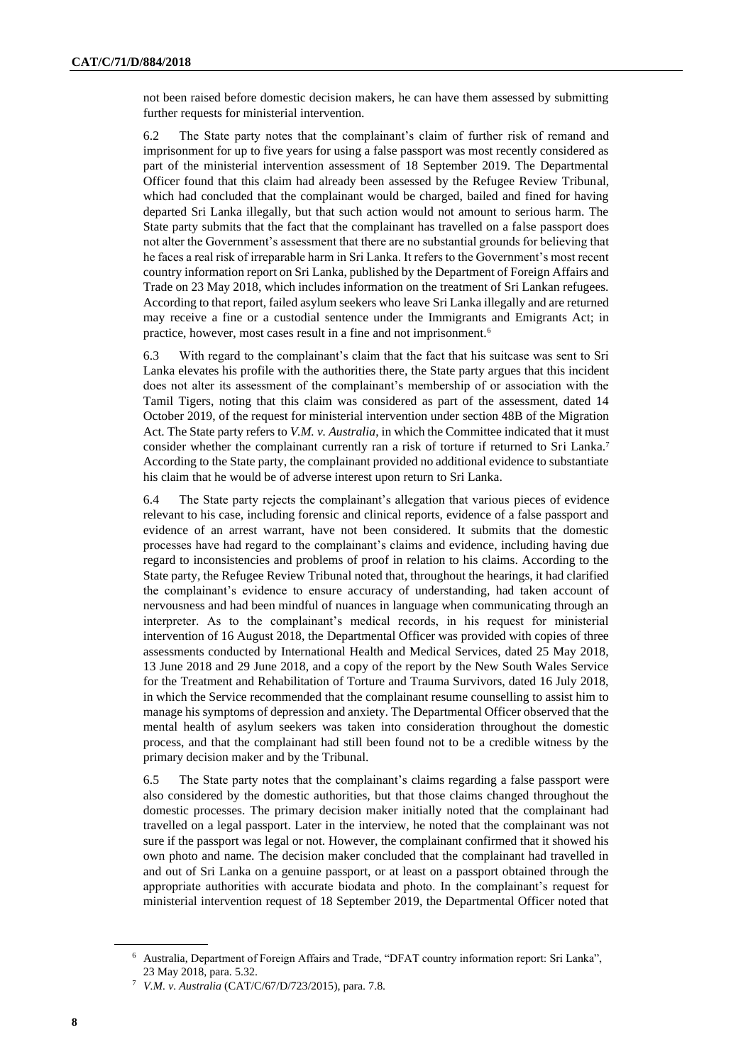not been raised before domestic decision makers, he can have them assessed by submitting further requests for ministerial intervention.

6.2 The State party notes that the complainant's claim of further risk of remand and imprisonment for up to five years for using a false passport was most recently considered as part of the ministerial intervention assessment of 18 September 2019. The Departmental Officer found that this claim had already been assessed by the Refugee Review Tribunal, which had concluded that the complainant would be charged, bailed and fined for having departed Sri Lanka illegally, but that such action would not amount to serious harm. The State party submits that the fact that the complainant has travelled on a false passport does not alter the Government's assessment that there are no substantial grounds for believing that he faces a real risk of irreparable harm in Sri Lanka. It refers to the Government's most recent country information report on Sri Lanka, published by the Department of Foreign Affairs and Trade on 23 May 2018, which includes information on the treatment of Sri Lankan refugees. According to that report, failed asylum seekers who leave Sri Lanka illegally and are returned may receive a fine or a custodial sentence under the Immigrants and Emigrants Act; in practice, however, most cases result in a fine and not imprisonment.[6]

6.3 With regard to the complainant's claim that the fact that his suitcase was sent to Sri Lanka elevates his profile with the authorities there, the State party argues that this incident does not alter its assessment of the complainant's membership of or association with the Tamil Tigers, noting that this claim was considered as part of the assessment, dated 14 October 2019, of the request for ministerial intervention under section 48B of the Migration Act. The State party refers to *V.M. v. Australia*, in which the Committee indicated that it must consider whether the complainant currently ran a risk of torture if returned to Sri Lanka.[7] According to the State party, the complainant provided no additional evidence to substantiate his claim that he would be of adverse interest upon return to Sri Lanka.

6.4 The State party rejects the complainant's allegation that various pieces of evidence relevant to his case, including forensic and clinical reports, evidence of a false passport and evidence of an arrest warrant, have not been considered. It submits that the domestic processes have had regard to the complainant's claims and evidence, including having due regard to inconsistencies and problems of proof in relation to his claims. According to the State party, the Refugee Review Tribunal noted that, throughout the hearings, it had clarified the complainant's evidence to ensure accuracy of understanding, had taken account of nervousness and had been mindful of nuances in language when communicating through an interpreter. As to the complainant's medical records, in his request for ministerial intervention of 16 August 2018, the Departmental Officer was provided with copies of three assessments conducted by International Health and Medical Services, dated 25 May 2018, 13 June 2018 and 29 June 2018, and a copy of the report by the New South Wales Service for the Treatment and Rehabilitation of Torture and Trauma Survivors, dated 16 July 2018, in which the Service recommended that the complainant resume counselling to assist him to manage his symptoms of depression and anxiety. The Departmental Officer observed that the mental health of asylum seekers was taken into consideration throughout the domestic process, and that the complainant had still been found not to be a credible witness by the primary decision maker and by the Tribunal.

6.5 The State party notes that the complainant's claims regarding a false passport were also considered by the domestic authorities, but that those claims changed throughout the domestic processes. The primary decision maker initially noted that the complainant had travelled on a legal passport. Later in the interview, he noted that the complainant was not sure if the passport was legal or not. However, the complainant confirmed that it showed his own photo and name. The decision maker concluded that the complainant had travelled in and out of Sri Lanka on a genuine passport, or at least on a passport obtained through the appropriate authorities with accurate biodata and photo. In the complainant's request for ministerial intervention request of 18 September 2019, the Departmental Officer noted that

[6] Australia, Department of Foreign Affairs and Trade, "DFAT country information report: Sri Lanka", 23 May 2018, para. 5.32.

[7] *V.M. v. Australia* (CAT/C/67/D/723/2015), para. 7.8.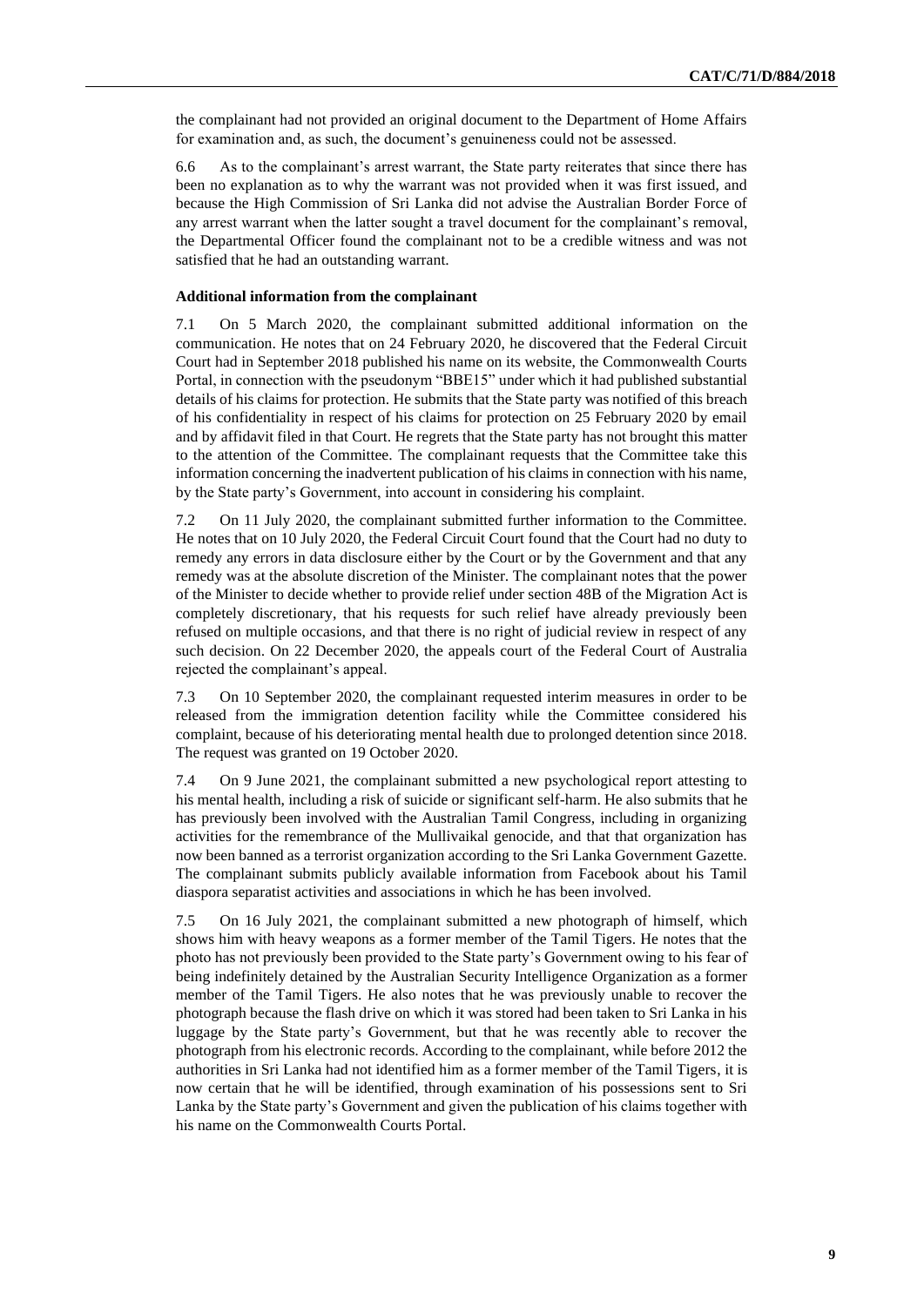the complainant had not provided an original document to the Department of Home Affairs for examination and, as such, the document's genuineness could not be assessed.

6.6 As to the complainant's arrest warrant, the State party reiterates that since there has been no explanation as to why the warrant was not provided when it was first issued, and because the High Commission of Sri Lanka did not advise the Australian Border Force of any arrest warrant when the latter sought a travel document for the complainant's removal, the Departmental Officer found the complainant not to be a credible witness and was not satisfied that he had an outstanding warrant.

**Additional information from the complainant**

7.1 On 5 March 2020, the complainant submitted additional information on the communication. He notes that on 24 February 2020, he discovered that the Federal Circuit Court had in September 2018 published his name on its website, the Commonwealth Courts Portal, in connection with the pseudonym "BBE15" under which it had published substantial details of his claims for protection. He submits that the State party was notified of this breach of his confidentiality in respect of his claims for protection on 25 February 2020 by email and by affidavit filed in that Court. He regrets that the State party has not brought this matter to the attention of the Committee. The complainant requests that the Committee take this information concerning the inadvertent publication of his claims in connection with his name, by the State party's Government, into account in considering his complaint.

7.2 On 11 July 2020, the complainant submitted further information to the Committee. He notes that on 10 July 2020, the Federal Circuit Court found that the Court had no duty to remedy any errors in data disclosure either by the Court or by the Government and that any remedy was at the absolute discretion of the Minister. The complainant notes that the power of the Minister to decide whether to provide relief under section 48B of the Migration Act is completely discretionary, that his requests for such relief have already previously been refused on multiple occasions, and that there is no right of judicial review in respect of any such decision. On 22 December 2020, the appeals court of the Federal Court of Australia rejected the complainant's appeal.

7.3 On 10 September 2020, the complainant requested interim measures in order to be released from the immigration detention facility while the Committee considered his complaint, because of his deteriorating mental health due to prolonged detention since 2018. The request was granted on 19 October 2020.

7.4 On 9 June 2021, the complainant submitted a new psychological report attesting to his mental health, including a risk of suicide or significant self-harm. He also submits that he has previously been involved with the Australian Tamil Congress, including in organizing activities for the remembrance of the Mullivaikal genocide, and that that organization has now been banned as a terrorist organization according to the Sri Lanka Government Gazette. The complainant submits publicly available information from Facebook about his Tamil diaspora separatist activities and associations in which he has been involved.

7.5 On 16 July 2021, the complainant submitted a new photograph of himself, which shows him with heavy weapons as a former member of the Tamil Tigers. He notes that the photo has not previously been provided to the State party's Government owing to his fear of being indefinitely detained by the Australian Security Intelligence Organization as a former member of the Tamil Tigers. He also notes that he was previously unable to recover the photograph because the flash drive on which it was stored had been taken to Sri Lanka in his luggage by the State party's Government, but that he was recently able to recover the photograph from his electronic records. According to the complainant, while before 2012 the authorities in Sri Lanka had not identified him as a former member of the Tamil Tigers, it is now certain that he will be identified, through examination of his possessions sent to Sri Lanka by the State party's Government and given the publication of his claims together with his name on the Commonwealth Courts Portal.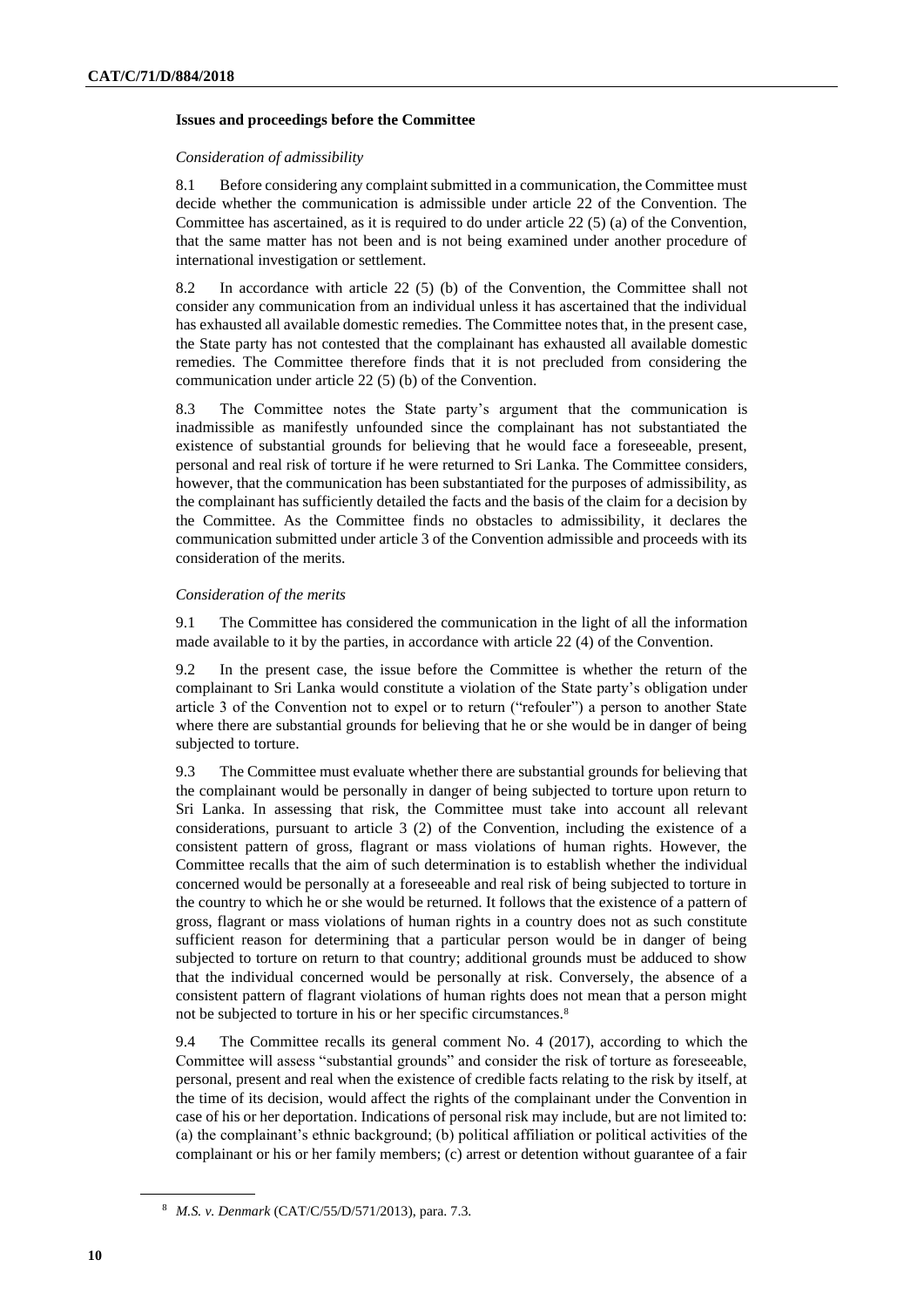### Issues and proceedings before the Committee

*Consideration of admissibility*

8.1 Before considering any complaint submitted in a communication, the Committee must decide whether the communication is admissible under article 22 of the Convention. The Committee has ascertained, as it is required to do under article 22 (5) (a) of the Convention, that the same matter has not been and is not being examined under another procedure of international investigation or settlement.

8.2 In accordance with article 22 (5) (b) of the Convention, the Committee shall not consider any communication from an individual unless it has ascertained that the individual has exhausted all available domestic remedies. The Committee notes that, in the present case, the State party has not contested that the complainant has exhausted all available domestic remedies. The Committee therefore finds that it is not precluded from considering the communication under article 22 (5) (b) of the Convention.

8.3 The Committee notes the State party's argument that the communication is inadmissible as manifestly unfounded since the complainant has not substantiated the existence of substantial grounds for believing that he would face a foreseeable, present, personal and real risk of torture if he were returned to Sri Lanka. The Committee considers, however, that the communication has been substantiated for the purposes of admissibility, as the complainant has sufficiently detailed the facts and the basis of the claim for a decision by the Committee. As the Committee finds no obstacles to admissibility, it declares the communication submitted under article 3 of the Convention admissible and proceeds with its consideration of the merits.

*Consideration of the merits*

9.1 The Committee has considered the communication in the light of all the information made available to it by the parties, in accordance with article 22 (4) of the Convention.

9.2 In the present case, the issue before the Committee is whether the return of the complainant to Sri Lanka would constitute a violation of the State party's obligation under article 3 of the Convention not to expel or to return ("refouler") a person to another State where there are substantial grounds for believing that he or she would be in danger of being subjected to torture.

9.3 The Committee must evaluate whether there are substantial grounds for believing that the complainant would be personally in danger of being subjected to torture upon return to Sri Lanka. In assessing that risk, the Committee must take into account all relevant considerations, pursuant to article 3 (2) of the Convention, including the existence of a consistent pattern of gross, flagrant or mass violations of human rights. However, the Committee recalls that the aim of such determination is to establish whether the individual concerned would be personally at a foreseeable and real risk of being subjected to torture in the country to which he or she would be returned. It follows that the existence of a pattern of gross, flagrant or mass violations of human rights in a country does not as such constitute sufficient reason for determining that a particular person would be in danger of being subjected to torture on return to that country; additional grounds must be adduced to show that the individual concerned would be personally at risk. Conversely, the absence of a consistent pattern of flagrant violations of human rights does not mean that a person might not be subjected to torture in his or her specific circumstances.[8]

9.4 The Committee recalls its general comment No. 4 (2017), according to which the Committee will assess "substantial grounds" and consider the risk of torture as foreseeable, personal, present and real when the existence of credible facts relating to the risk by itself, at the time of its decision, would affect the rights of the complainant under the Convention in case of his or her deportation. Indications of personal risk may include, but are not limited to: (a) the complainant's ethnic background; (b) political affiliation or political activities of the complainant or his or her family members; (c) arrest or detention without guarantee of a fair

[8] *M.S. v. Denmark* (CAT/C/55/D/571/2013), para. 7.3.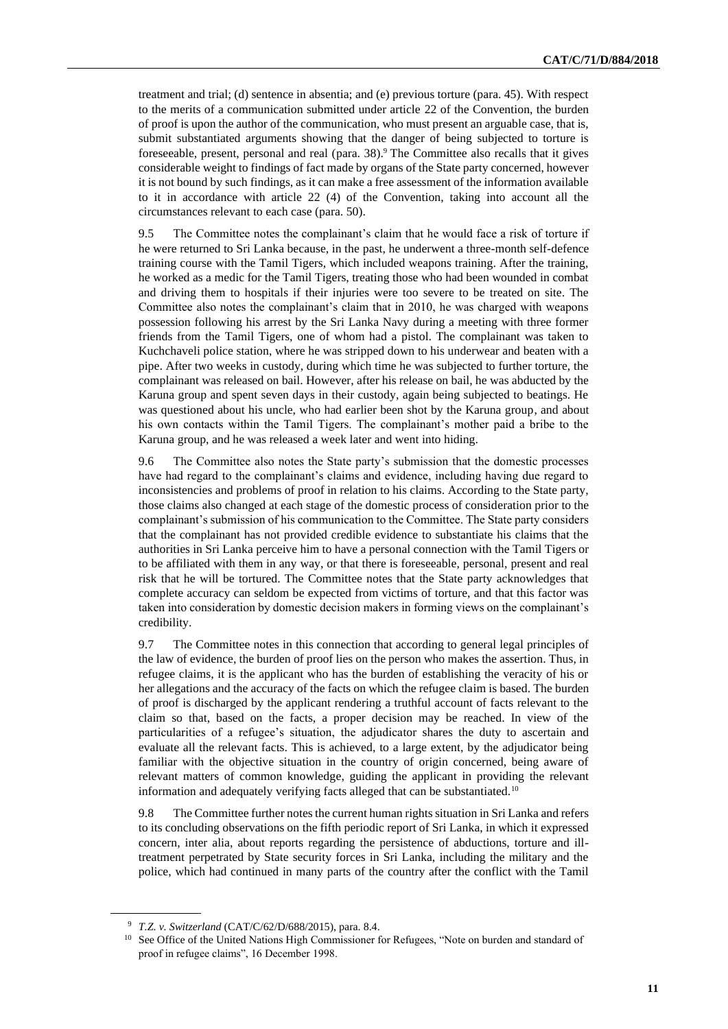treatment and trial; (d) sentence in absentia; and (e) previous torture (para. 45). With respect to the merits of a communication submitted under article 22 of the Convention, the burden of proof is upon the author of the communication, who must present an arguable case, that is, submit substantiated arguments showing that the danger of being subjected to torture is foreseeable, present, personal and real (para. 38).[9] The Committee also recalls that it gives considerable weight to findings of fact made by organs of the State party concerned, however it is not bound by such findings, as it can make a free assessment of the information available to it in accordance with article 22 (4) of the Convention, taking into account all the circumstances relevant to each case (para. 50).

9.5 The Committee notes the complainant's claim that he would face a risk of torture if he were returned to Sri Lanka because, in the past, he underwent a three-month self-defence training course with the Tamil Tigers, which included weapons training. After the training, he worked as a medic for the Tamil Tigers, treating those who had been wounded in combat and driving them to hospitals if their injuries were too severe to be treated on site. The Committee also notes the complainant's claim that in 2010, he was charged with weapons possession following his arrest by the Sri Lanka Navy during a meeting with three former friends from the Tamil Tigers, one of whom had a pistol. The complainant was taken to Kuchchaveli police station, where he was stripped down to his underwear and beaten with a pipe. After two weeks in custody, during which time he was subjected to further torture, the complainant was released on bail. However, after his release on bail, he was abducted by the Karuna group and spent seven days in their custody, again being subjected to beatings. He was questioned about his uncle, who had earlier been shot by the Karuna group, and about his own contacts within the Tamil Tigers. The complainant's mother paid a bribe to the Karuna group, and he was released a week later and went into hiding.

9.6 The Committee also notes the State party's submission that the domestic processes have had regard to the complainant's claims and evidence, including having due regard to inconsistencies and problems of proof in relation to his claims. According to the State party, those claims also changed at each stage of the domestic process of consideration prior to the complainant's submission of his communication to the Committee. The State party considers that the complainant has not provided credible evidence to substantiate his claims that the authorities in Sri Lanka perceive him to have a personal connection with the Tamil Tigers or to be affiliated with them in any way, or that there is foreseeable, personal, present and real risk that he will be tortured. The Committee notes that the State party acknowledges that complete accuracy can seldom be expected from victims of torture, and that this factor was taken into consideration by domestic decision makers in forming views on the complainant's credibility.

9.7 The Committee notes in this connection that according to general legal principles of the law of evidence, the burden of proof lies on the person who makes the assertion. Thus, in refugee claims, it is the applicant who has the burden of establishing the veracity of his or her allegations and the accuracy of the facts on which the refugee claim is based. The burden of proof is discharged by the applicant rendering a truthful account of facts relevant to the claim so that, based on the facts, a proper decision may be reached. In view of the particularities of a refugee's situation, the adjudicator shares the duty to ascertain and evaluate all the relevant facts. This is achieved, to a large extent, by the adjudicator being familiar with the objective situation in the country of origin concerned, being aware of relevant matters of common knowledge, guiding the applicant in providing the relevant information and adequately verifying facts alleged that can be substantiated.[10]

9.8 The Committee further notes the current human rights situation in Sri Lanka and refers to its concluding observations on the fifth periodic report of Sri Lanka, in which it expressed concern, inter alia, about reports regarding the persistence of abductions, torture and ill-treatment perpetrated by State security forces in Sri Lanka, including the military and the police, which had continued in many parts of the country after the conflict with the Tamil

[9] *T.Z. v. Switzerland* (CAT/C/62/D/688/2015), para. 8.4.

[10] See Office of the United Nations High Commissioner for Refugees, "Note on burden and standard of proof in refugee claims", 16 December 1998.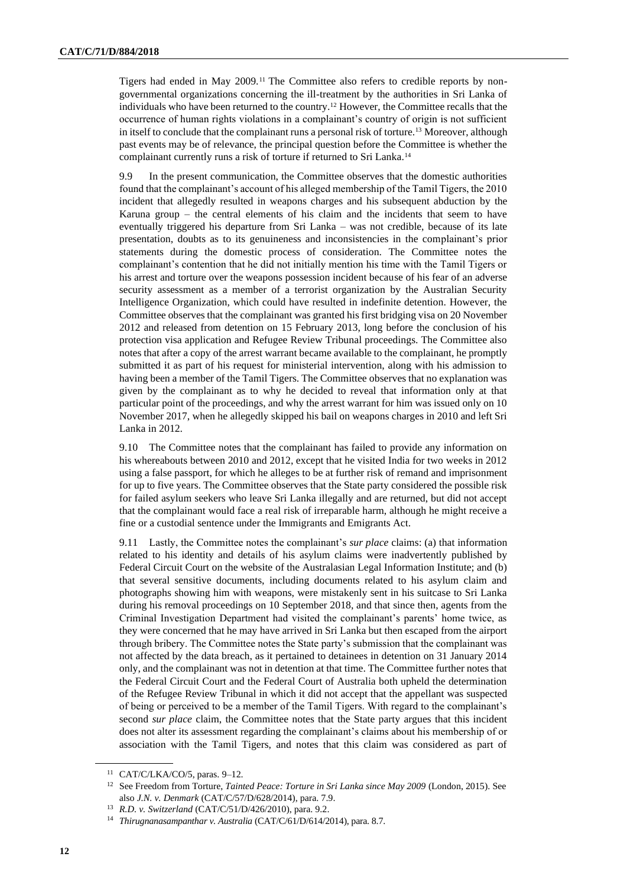Tigers had ended in May 2009.[11] The Committee also refers to credible reports by non-governmental organizations concerning the ill-treatment by the authorities in Sri Lanka of individuals who have been returned to the country.[12] However, the Committee recalls that the occurrence of human rights violations in a complainant's country of origin is not sufficient in itself to conclude that the complainant runs a personal risk of torture.[13] Moreover, although past events may be of relevance, the principal question before the Committee is whether the complainant currently runs a risk of torture if returned to Sri Lanka.[14]

9.9 In the present communication, the Committee observes that the domestic authorities found that the complainant's account of his alleged membership of the Tamil Tigers, the 2010 incident that allegedly resulted in weapons charges and his subsequent abduction by the Karuna group – the central elements of his claim and the incidents that seem to have eventually triggered his departure from Sri Lanka – was not credible, because of its late presentation, doubts as to its genuineness and inconsistencies in the complainant's prior statements during the domestic process of consideration. The Committee notes the complainant's contention that he did not initially mention his time with the Tamil Tigers or his arrest and torture over the weapons possession incident because of his fear of an adverse security assessment as a member of a terrorist organization by the Australian Security Intelligence Organization, which could have resulted in indefinite detention. However, the Committee observes that the complainant was granted his first bridging visa on 20 November 2012 and released from detention on 15 February 2013, long before the conclusion of his protection visa application and Refugee Review Tribunal proceedings. The Committee also notes that after a copy of the arrest warrant became available to the complainant, he promptly submitted it as part of his request for ministerial intervention, along with his admission to having been a member of the Tamil Tigers. The Committee observes that no explanation was given by the complainant as to why he decided to reveal that information only at that particular point of the proceedings, and why the arrest warrant for him was issued only on 10 November 2017, when he allegedly skipped his bail on weapons charges in 2010 and left Sri Lanka in 2012.

9.10 The Committee notes that the complainant has failed to provide any information on his whereabouts between 2010 and 2012, except that he visited India for two weeks in 2012 using a false passport, for which he alleges to be at further risk of remand and imprisonment for up to five years. The Committee observes that the State party considered the possible risk for failed asylum seekers who leave Sri Lanka illegally and are returned, but did not accept that the complainant would face a real risk of irreparable harm, although he might receive a fine or a custodial sentence under the Immigrants and Emigrants Act.

9.11 Lastly, the Committee notes the complainant's *sur place* claims: (a) that information related to his identity and details of his asylum claims were inadvertently published by Federal Circuit Court on the website of the Australasian Legal Information Institute; and (b) that several sensitive documents, including documents related to his asylum claim and photographs showing him with weapons, were mistakenly sent in his suitcase to Sri Lanka during his removal proceedings on 10 September 2018, and that since then, agents from the Criminal Investigation Department had visited the complainant's parents' home twice, as they were concerned that he may have arrived in Sri Lanka but then escaped from the airport through bribery. The Committee notes the State party's submission that the complainant was not affected by the data breach, as it pertained to detainees in detention on 31 January 2014 only, and the complainant was not in detention at that time. The Committee further notes that the Federal Circuit Court and the Federal Court of Australia both upheld the determination of the Refugee Review Tribunal in which it did not accept that the appellant was suspected of being or perceived to be a member of the Tamil Tigers. With regard to the complainant's second *sur place* claim, the Committee notes that the State party argues that this incident does not alter its assessment regarding the complainant's claims about his membership of or association with the Tamil Tigers, and notes that this claim was considered as part of

[11] CAT/C/LKA/CO/5, paras. 9–12.

[12] See Freedom from Torture, *Tainted Peace: Torture in Sri Lanka since May 2009* (London, 2015). See also *J.N. v. Denmark* (CAT/C/57/D/628/2014), para. 7.9.

[13] *R.D. v. Switzerland* (CAT/C/51/D/426/2010), para. 9.2.

[14] *Thirugnanasampanthar v. Australia* (CAT/C/61/D/614/2014), para. 8.7.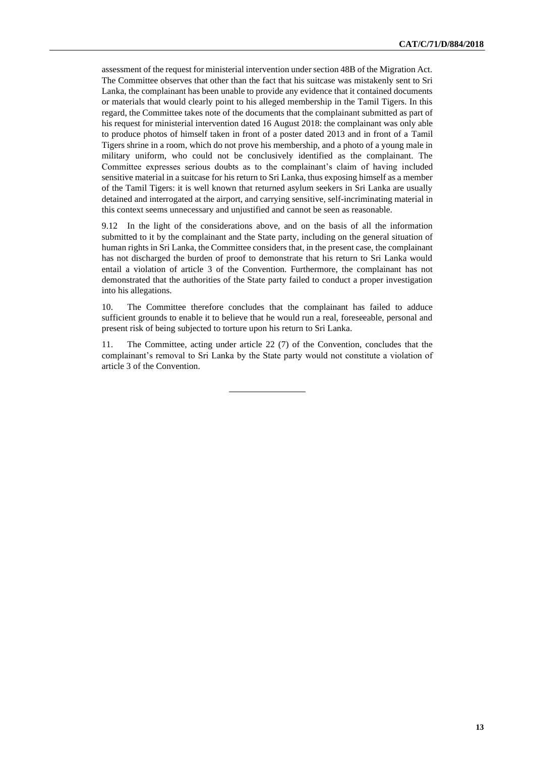assessment of the request for ministerial intervention under section 48B of the Migration Act. The Committee observes that other than the fact that his suitcase was mistakenly sent to Sri Lanka, the complainant has been unable to provide any evidence that it contained documents or materials that would clearly point to his alleged membership in the Tamil Tigers. In this regard, the Committee takes note of the documents that the complainant submitted as part of his request for ministerial intervention dated 16 August 2018: the complainant was only able to produce photos of himself taken in front of a poster dated 2013 and in front of a Tamil Tigers shrine in a room, which do not prove his membership, and a photo of a young male in military uniform, who could not be conclusively identified as the complainant. The Committee expresses serious doubts as to the complainant's claim of having included sensitive material in a suitcase for his return to Sri Lanka, thus exposing himself as a member of the Tamil Tigers: it is well known that returned asylum seekers in Sri Lanka are usually detained and interrogated at the airport, and carrying sensitive, self-incriminating material in this context seems unnecessary and unjustified and cannot be seen as reasonable.

9.12 In the light of the considerations above, and on the basis of all the information submitted to it by the complainant and the State party, including on the general situation of human rights in Sri Lanka, the Committee considers that, in the present case, the complainant has not discharged the burden of proof to demonstrate that his return to Sri Lanka would entail a violation of article 3 of the Convention. Furthermore, the complainant has not demonstrated that the authorities of the State party failed to conduct a proper investigation into his allegations.

10. The Committee therefore concludes that the complainant has failed to adduce sufficient grounds to enable it to believe that he would run a real, foreseeable, personal and present risk of being subjected to torture upon his return to Sri Lanka.

11. The Committee, acting under article 22 (7) of the Convention, concludes that the complainant's removal to Sri Lanka by the State party would not constitute a violation of article 3 of the Convention.